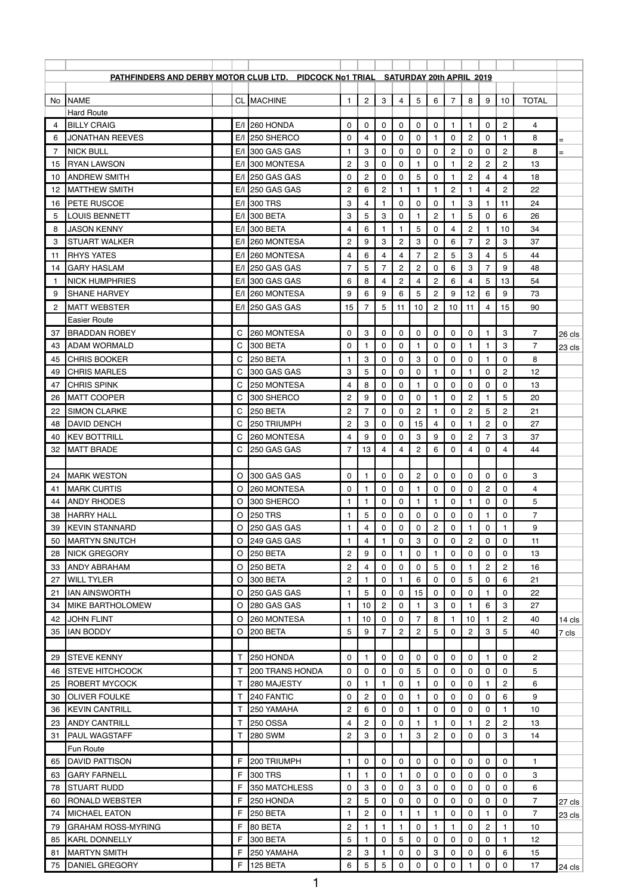## PATHFINDERS AND DERBY MOTOR CLUB LTD. PIDCOCK No1 TRIAL SATURDAY 20th APRIL 2019

| No | NAME | CL | MACHINE | 1 | 2 | 3 | 4 | 5 | 6 | 7 | 8 | 9 | 10 | TOTAL | |
|---|---|---|---|---|---|---|---|---|---|---|---|---|---|---|---|
| | Hard Route | | | | | | | | | | | | | | |
| 4 | BILLY CRAIG | E/I | 260 HONDA | 0 | 0 | 0 | 0 | 0 | 0 | 1 | 1 | 0 | 2 | 4 | |
| 6 | JONATHAN REEVES | E/I | 250 SHERCO | 0 | 4 | 0 | 0 | 0 | 1 | 0 | 2 | 0 | 1 | 8 | = |
| 7 | NICK BULL | E/I | 300 GAS GAS | 1 | 3 | 0 | 0 | 0 | 0 | 2 | 0 | 0 | 2 | 8 | = |
| 15 | RYAN LAWSON | E/I | 300 MONTESA | 2 | 3 | 0 | 0 | 1 | 0 | 1 | 2 | 2 | 2 | 13 | |
| 10 | ANDREW SMITH | E/I | 250 GAS GAS | 0 | 2 | 0 | 0 | 5 | 0 | 1 | 2 | 4 | 4 | 18 | |
| 12 | MATTHEW SMITH | E/I | 250 GAS GAS | 2 | 6 | 2 | 1 | 1 | 1 | 2 | 1 | 4 | 2 | 22 | |
| 16 | PETE RUSCOE | E/I | 300 TRS | 3 | 4 | 1 | 0 | 0 | 0 | 1 | 3 | 1 | 11 | 24 | |
| 5 | LOUIS BENNETT | E/I | 300 BETA | 3 | 5 | 3 | 0 | 1 | 2 | 1 | 5 | 0 | 6 | 26 | |
| 8 | JASON KENNY | E/I | 300 BETA | 4 | 6 | 1 | 1 | 5 | 0 | 4 | 2 | 1 | 10 | 34 | |
| 3 | STUART WALKER | E/I | 260 MONTESA | 2 | 9 | 3 | 2 | 3 | 0 | 6 | 7 | 2 | 3 | 37 | |
| 11 | RHYS YATES | E/I | 260 MONTESA | 4 | 6 | 4 | 4 | 7 | 2 | 5 | 3 | 4 | 5 | 44 | |
| 14 | GARY HASLAM | E/I | 250 GAS GAS | 7 | 5 | 7 | 2 | 2 | 0 | 6 | 3 | 7 | 9 | 48 | |
| 1 | NICK HUMPHRIES | E/I | 300 GAS GAS | 6 | 8 | 4 | 2 | 4 | 2 | 6 | 4 | 5 | 13 | 54 | |
| 9 | SHANE HARVEY | E/I | 260 MONTESA | 9 | 6 | 9 | 6 | 5 | 2 | 9 | 12 | 6 | 9 | 73 | |
| 2 | MATT WEBSTER | E/I | 250 GAS GAS | 15 | 7 | 5 | 11 | 10 | 2 | 10 | 11 | 4 | 15 | 90 | |
| | Easier Route | | | | | | | | | | | | | | |
| 37 | BRADDAN ROBEY | C | 260 MONTESA | 0 | 3 | 0 | 0 | 0 | 0 | 0 | 0 | 1 | 3 | 7 | 26 cls |
| 43 | ADAM WORMALD | C | 300 BETA | 0 | 1 | 0 | 0 | 1 | 0 | 0 | 1 | 1 | 3 | 7 | 23 cls |
| 45 | CHRIS BOOKER | C | 250 BETA | 1 | 3 | 0 | 0 | 3 | 0 | 0 | 0 | 1 | 0 | 8 | |
| 49 | CHRIS MARLES | C | 300 GAS GAS | 3 | 5 | 0 | 0 | 0 | 1 | 0 | 1 | 0 | 2 | 12 | |
| 47 | CHRIS SPINK | C | 250 MONTESA | 4 | 8 | 0 | 0 | 1 | 0 | 0 | 0 | 0 | 0 | 13 | |
| 26 | MATT COOPER | C | 300 SHERCO | 2 | 9 | 0 | 0 | 0 | 1 | 0 | 2 | 1 | 5 | 20 | |
| 22 | SIMON CLARKE | C | 250 BETA | 2 | 7 | 0 | 0 | 2 | 1 | 0 | 2 | 5 | 2 | 21 | |
| 48 | DAVID DENCH | C | 250 TRIUMPH | 2 | 3 | 0 | 0 | 15 | 4 | 0 | 1 | 2 | 0 | 27 | |
| 40 | KEV BOTTRILL | C | 260 MONTESA | 4 | 9 | 0 | 0 | 3 | 9 | 0 | 2 | 7 | 3 | 37 | |
| 32 | MATT BRADE | C | 250 GAS GAS | 7 | 13 | 4 | 4 | 2 | 6 | 0 | 4 | 0 | 4 | 44 | |
| | | | | | | | | | | | | | | | |
| 24 | MARK WESTON | O | 300 GAS GAS | 0 | 1 | 0 | 0 | 2 | 0 | 0 | 0 | 0 | 0 | 3 | |
| 41 | MARK CURTIS | O | 260 MONTESA | 0 | 1 | 0 | 0 | 1 | 0 | 0 | 0 | 2 | 0 | 4 | |
| 44 | ANDY RHODES | O | 300 SHERCO | 1 | 1 | 0 | 0 | 1 | 1 | 0 | 1 | 0 | 0 | 5 | |
| 38 | HARRY HALL | O | 250 TRS | 1 | 5 | 0 | 0 | 0 | 0 | 0 | 0 | 1 | 0 | 7 | |
| 39 | KEVIN STANNARD | O | 250 GAS GAS | 1 | 4 | 0 | 0 | 0 | 2 | 0 | 1 | 0 | 1 | 9 | |
| 50 | MARTYN SNUTCH | O | 249 GAS GAS | 1 | 4 | 1 | 0 | 3 | 0 | 0 | 2 | 0 | 0 | 11 | |
| 28 | NICK GREGORY | O | 250 BETA | 2 | 9 | 0 | 1 | 0 | 1 | 0 | 0 | 0 | 0 | 13 | |
| 33 | ANDY ABRAHAM | O | 250 BETA | 2 | 4 | 0 | 0 | 0 | 5 | 0 | 1 | 2 | 2 | 16 | |
| 27 | WILL TYLER | O | 300 BETA | 2 | 1 | 0 | 1 | 6 | 0 | 0 | 5 | 0 | 6 | 21 | |
| 21 | IAN AINSWORTH | O | 250 GAS GAS | 1 | 5 | 0 | 0 | 15 | 0 | 0 | 0 | 1 | 0 | 22 | |
| 34 | MIKE BARTHOLOMEW | O | 280 GAS GAS | 1 | 10 | 2 | 0 | 1 | 3 | 0 | 1 | 6 | 3 | 27 | |
| 42 | JOHN FLINT | O | 260 MONTESA | 1 | 10 | 0 | 0 | 7 | 8 | 1 | 10 | 1 | 2 | 40 | 14 cls |
| 35 | IAN BODDY | O | 200 BETA | 5 | 9 | 7 | 2 | 2 | 5 | 0 | 2 | 3 | 5 | 40 | 7 cls |
| | | | | | | | | | | | | | | | |
| 29 | STEVE KENNY | T | 250 HONDA | 0 | 1 | 0 | 0 | 0 | 0 | 0 | 0 | 1 | 0 | 2 | |
| 46 | STEVE HITCHCOCK | T | 200 TRANS HONDA | 0 | 0 | 0 | 0 | 5 | 0 | 0 | 0 | 0 | 0 | 5 | |
| 25 | ROBERT MYCOCK | T | 280 MAJESTY | 0 | 1 | 1 | 0 | 1 | 0 | 0 | 0 | 1 | 2 | 6 | |
| 30 | OLIVER FOULKE | T | 240 FANTIC | 0 | 2 | 0 | 0 | 1 | 0 | 0 | 0 | 0 | 6 | 9 | |
| 36 | KEVIN CANTRILL | T | 250 YAMAHA | 2 | 6 | 0 | 0 | 1 | 0 | 0 | 0 | 0 | 1 | 10 | |
| 23 | ANDY CANTRILL | T | 250 OSSA | 4 | 2 | 0 | 0 | 1 | 1 | 0 | 1 | 2 | 2 | 13 | |
| 31 | PAUL WAGSTAFF | T | 280 SWM | 2 | 3 | 0 | 1 | 3 | 2 | 0 | 0 | 0 | 3 | 14 | |
| | Fun Route | | | | | | | | | | | | | | |
| 65 | DAVID PATTISON | F | 200 TRIUMPH | 1 | 0 | 0 | 0 | 0 | 0 | 0 | 0 | 0 | 0 | 1 | |
| 63 | GARY FARNELL | F | 300 TRS | 1 | 1 | 0 | 1 | 0 | 0 | 0 | 0 | 0 | 0 | 3 | |
| 78 | STUART RUDD | F | 350 MATCHLESS | 0 | 3 | 0 | 0 | 3 | 0 | 0 | 0 | 0 | 0 | 6 | |
| 60 | RONALD WEBSTER | F | 250 HONDA | 2 | 5 | 0 | 0 | 0 | 0 | 0 | 0 | 0 | 0 | 7 | 27 cls |
| 74 | MICHAEL EATON | F | 250 BETA | 1 | 2 | 0 | 1 | 1 | 1 | 0 | 0 | 1 | 0 | 7 | 23 cls |
| 79 | GRAHAM ROSS-MYRING | F | 80 BETA | 2 | 1 | 1 | 1 | 0 | 1 | 1 | 0 | 2 | 1 | 10 | |
| 85 | KARL DONNELLY | F | 300 BETA | 5 | 1 | 0 | 5 | 0 | 0 | 0 | 0 | 0 | 1 | 12 | |
| 81 | MARTYN SMITH | F | 250 YAMAHA | 2 | 3 | 1 | 0 | 0 | 3 | 0 | 0 | 0 | 6 | 15 | |
| 75 | DANIEL GREGORY | F | 125 BETA | 6 | 5 | 5 | 0 | 0 | 0 | 0 | 1 | 0 | 0 | 17 | 24 cls |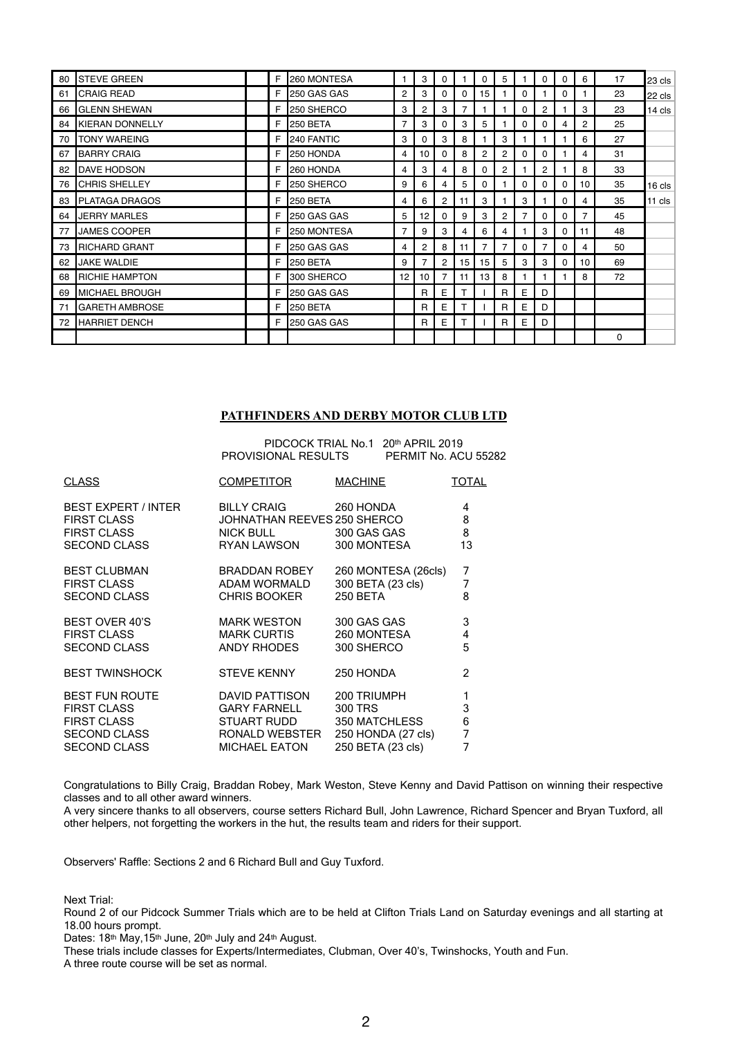| | | | | | | | | | | | | | | | | | |
|---|---|---|---|---|---|---|---|---|---|---|---|---|---|---|---|---|---|
| 80 | STEVE GREEN | | F | 260 MONTESA | 1 | 3 | 0 | 1 | 0 | 5 | 1 | 0 | 0 | 6 | 17 | 23 cls |
| 61 | CRAIG READ | | F | 250 GAS GAS | 2 | 3 | 0 | 0 | 15 | 1 | 0 | 1 | 0 | 1 | 23 | 22 cls |
| 66 | GLENN SHEWAN | | F | 250 SHERCO | 3 | 2 | 3 | 7 | 1 | 1 | 0 | 2 | 1 | 3 | 23 | 14 cls |
| 84 | KIERAN DONNELLY | | F | 250 BETA | 7 | 3 | 0 | 3 | 5 | 1 | 0 | 0 | 4 | 2 | 25 | |
| 70 | TONY WAREING | | F | 240 FANTIC | 3 | 0 | 3 | 8 | 1 | 3 | 1 | 1 | 1 | 6 | 27 | |
| 67 | BARRY CRAIG | | F | 250 HONDA | 4 | 10 | 0 | 8 | 2 | 2 | 0 | 0 | 1 | 4 | 31 | |
| 82 | DAVE HODSON | | F | 260 HONDA | 4 | 3 | 4 | 8 | 0 | 2 | 1 | 2 | 1 | 8 | 33 | |
| 76 | CHRIS SHELLEY | | F | 250 SHERCO | 9 | 6 | 4 | 5 | 0 | 1 | 0 | 0 | 0 | 10 | 35 | 16 cls |
| 83 | PLATAGA DRAGOS | | F | 250 BETA | 4 | 6 | 2 | 11 | 3 | 1 | 3 | 1 | 0 | 4 | 35 | 11 cls |
| 64 | JERRY MARLES | | F | 250 GAS GAS | 5 | 12 | 0 | 9 | 3 | 2 | 7 | 0 | 0 | 7 | 45 | |
| 77 | JAMES COOPER | | F | 250 MONTESA | 7 | 9 | 3 | 4 | 6 | 4 | 1 | 3 | 0 | 11 | 48 | |
| 73 | RICHARD GRANT | | F | 250 GAS GAS | 4 | 2 | 8 | 11 | 7 | 7 | 0 | 7 | 0 | 4 | 50 | |
| 62 | JAKE WALDIE | | F | 250 BETA | 9 | 7 | 2 | 15 | 15 | 5 | 3 | 3 | 0 | 10 | 69 | |
| 68 | RICHIE HAMPTON | | F | 300 SHERCO | 12 | 10 | 7 | 11 | 13 | 8 | 1 | 1 | 1 | 8 | 72 | |
| 69 | MICHAEL BROUGH | | F | 250 GAS GAS | | R | E | T | I | R | E | D | | | | |
| 71 | GARETH AMBROSE | | F | 250 BETA | | R | E | T | I | R | E | D | | | | |
| 72 | HARRIET DENCH | | F | 250 GAS GAS | | R | E | T | I | R | E | D | | | | |
| | | | | | | | | | | | | | | | 0 | |

## PATHFINDERS AND DERBY MOTOR CLUB LTD

PIDCOCK TRIAL No.1 20th APRIL 2019
PROVISIONAL RESULTS PERMIT No. ACU 55282

| CLASS | COMPETITOR | MACHINE | TOTAL |
|---|---|---|---|
| BEST EXPERT / INTER | BILLY CRAIG | 260 HONDA | 4 |
| FIRST CLASS | JOHNATHAN REEVES | 250 SHERCO | 8 |
| FIRST CLASS | NICK BULL | 300 GAS GAS | 8 |
| SECOND CLASS | RYAN LAWSON | 300 MONTESA | 13 |
| | | | |
| BEST CLUBMAN | BRADDAN ROBEY | 260 MONTESA (26cls) | 7 |
| FIRST CLASS | ADAM WORMALD | 300 BETA (23 cls) | 7 |
| SECOND CLASS | CHRIS BOOKER | 250 BETA | 8 |
| | | | |
| BEST OVER 40'S | MARK WESTON | 300 GAS GAS | 3 |
| FIRST CLASS | MARK CURTIS | 260 MONTESA | 4 |
| SECOND CLASS | ANDY RHODES | 300 SHERCO | 5 |
| | | | |
| BEST TWINSHOCK | STEVE KENNY | 250 HONDA | 2 |
| | | | |
| BEST FUN ROUTE | DAVID PATTISON | 200 TRIUMPH | 1 |
| FIRST CLASS | GARY FARNELL | 300 TRS | 3 |
| FIRST CLASS | STUART RUDD | 350 MATCHLESS | 6 |
| SECOND CLASS | RONALD WEBSTER | 250 HONDA (27 cls) | 7 |
| SECOND CLASS | MICHAEL EATON | 250 BETA (23 cls) | 7 |

Congratulations to Billy Craig, Braddan Robey, Mark Weston, Steve Kenny and David Pattison on winning their respective classes and to all other award winners.
A very sincere thanks to all observers, course setters Richard Bull, John Lawrence, Richard Spencer and Bryan Tuxford, all other helpers, not forgetting the workers in the hut, the results team and riders for their support.

Observers' Raffle: Sections 2 and 6 Richard Bull and Guy Tuxford.

Next Trial:
Round 2 of our Pidcock Summer Trials which are to be held at Clifton Trials Land on Saturday evenings and all starting at 18.00 hours prompt.
Dates: 18th May,15th June, 20th July and 24th August.
These trials include classes for Experts/Intermediates, Clubman, Over 40's, Twinshocks, Youth and Fun.
A three route course will be set as normal.